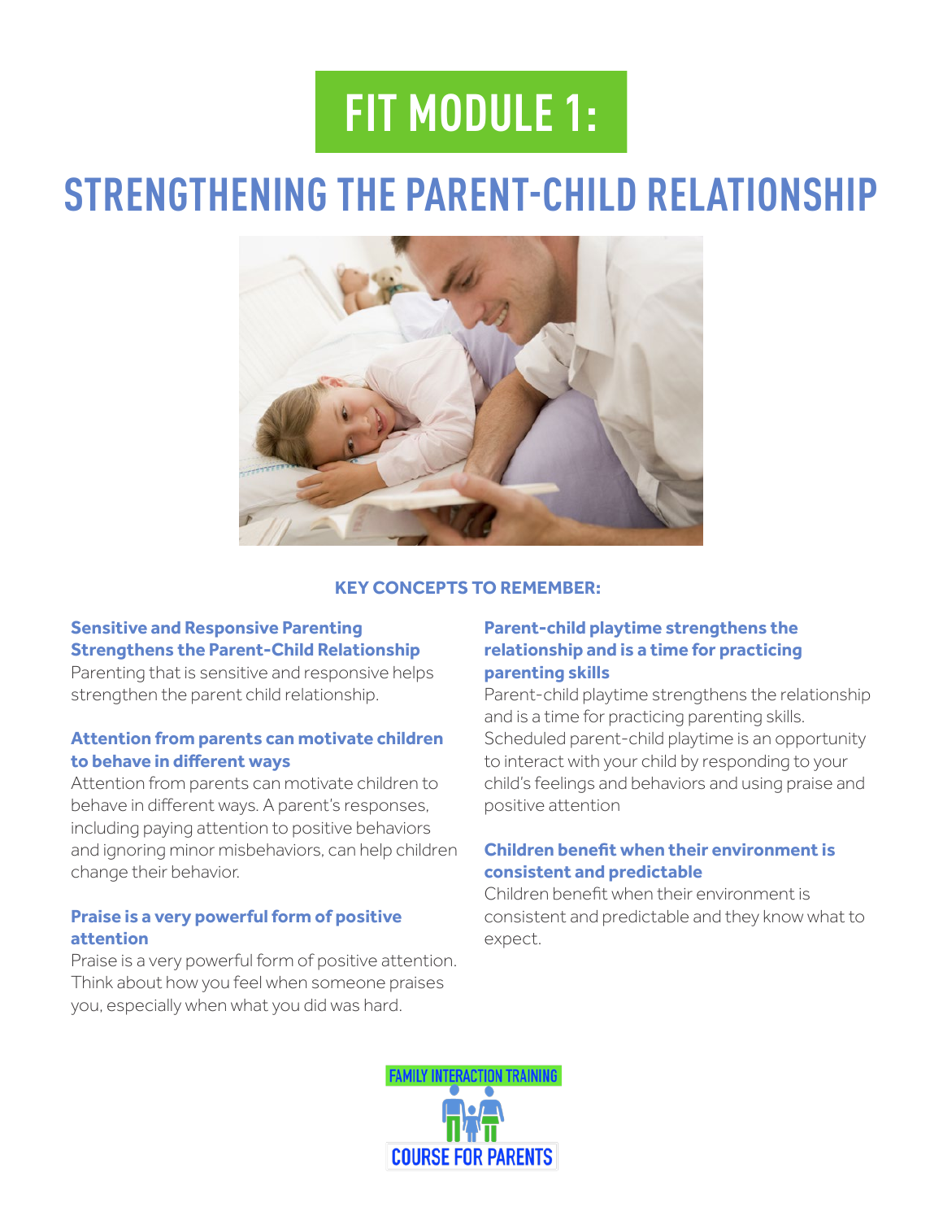# FIT MODULE 1:

# STRENGTHENING THE PARENT-CHILD RELATIONSHIP

### KEY CONCEPTS TO REMEMBER:

**Sensitive and Responsive Parenting Strengthens the Parent-Child Relationship**

Parenting that is sensitive and responsive helps strengthen the parent child relationship.

**Attention from parents can motivate children to behave in different ways**

Attention from parents can motivate children to behave in different ways. A parent's responses, including paying attention to positive behaviors and ignoring minor misbehaviors, can help children change their behavior.

**Praise is a very powerful form of positive attention**

Praise is a very powerful form of positive attention. Think about how you feel when someone praises you, especially when what you did was hard.

**Parent-child playtime strengthens the relationship and is a time for practicing parenting skills**

Parent-child playtime strengthens the relationship and is a time for practicing parenting skills. Scheduled parent-child playtime is an opportunity to interact with your child by responding to your child's feelings and behaviors and using praise and positive attention

**Children benefit when their environment is consistent and predictable**

Children benefit when their environment is consistent and predictable and they know what to expect.

FAMILY INTERACTION TRAINING
COURSE FOR PARENTS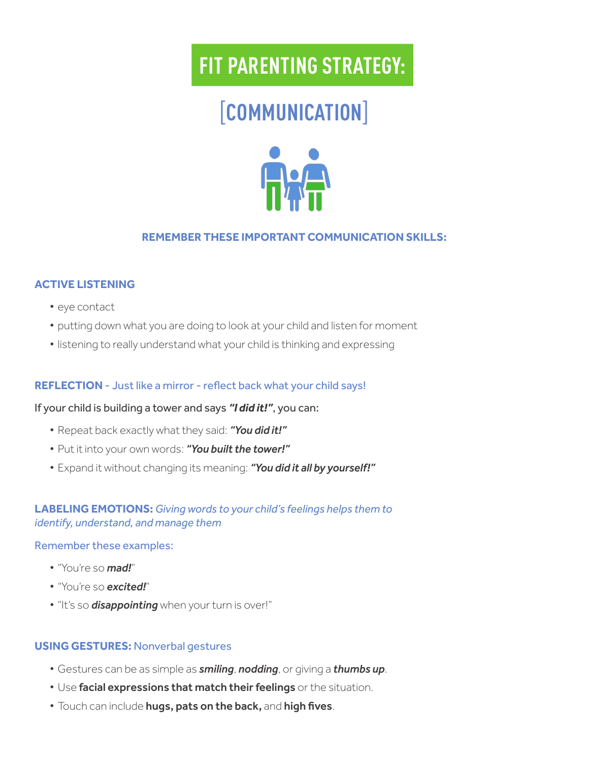# FIT PARENTING STRATEGY:

## [COMMUNICATION]

**REMEMBER THESE IMPORTANT COMMUNICATION SKILLS:**

### ACTIVE LISTENING

- eye contact
- putting down what you are doing to look at your child and listen for moment
- listening to really understand what your child is thinking and expressing

### REFLECTION - Just like a mirror - reflect back what your child says!

If your child is building a tower and says ***"I did it!"***, you can:

- Repeat back exactly what they said: ***"You did it!"***
- Put it into your own words: ***"You built the tower!"***
- Expand it without changing its meaning: ***"You did it all by yourself!"***

### LABELING EMOTIONS: *Giving words to your child's feelings helps them to identify, understand, and manage them*

Remember these examples:

- "You're so ***mad!***"
- "You're so ***excited!***"
- "It's so ***disappointing*** when your turn is over!"

### USING GESTURES: Nonverbal gestures

- Gestures can be as simple as ***smiling***, ***nodding***, or giving a ***thumbs up***.
- Use **facial expressions that match their feelings** or the situation.
- Touch can include **hugs, pats on the back,** and **high fives**.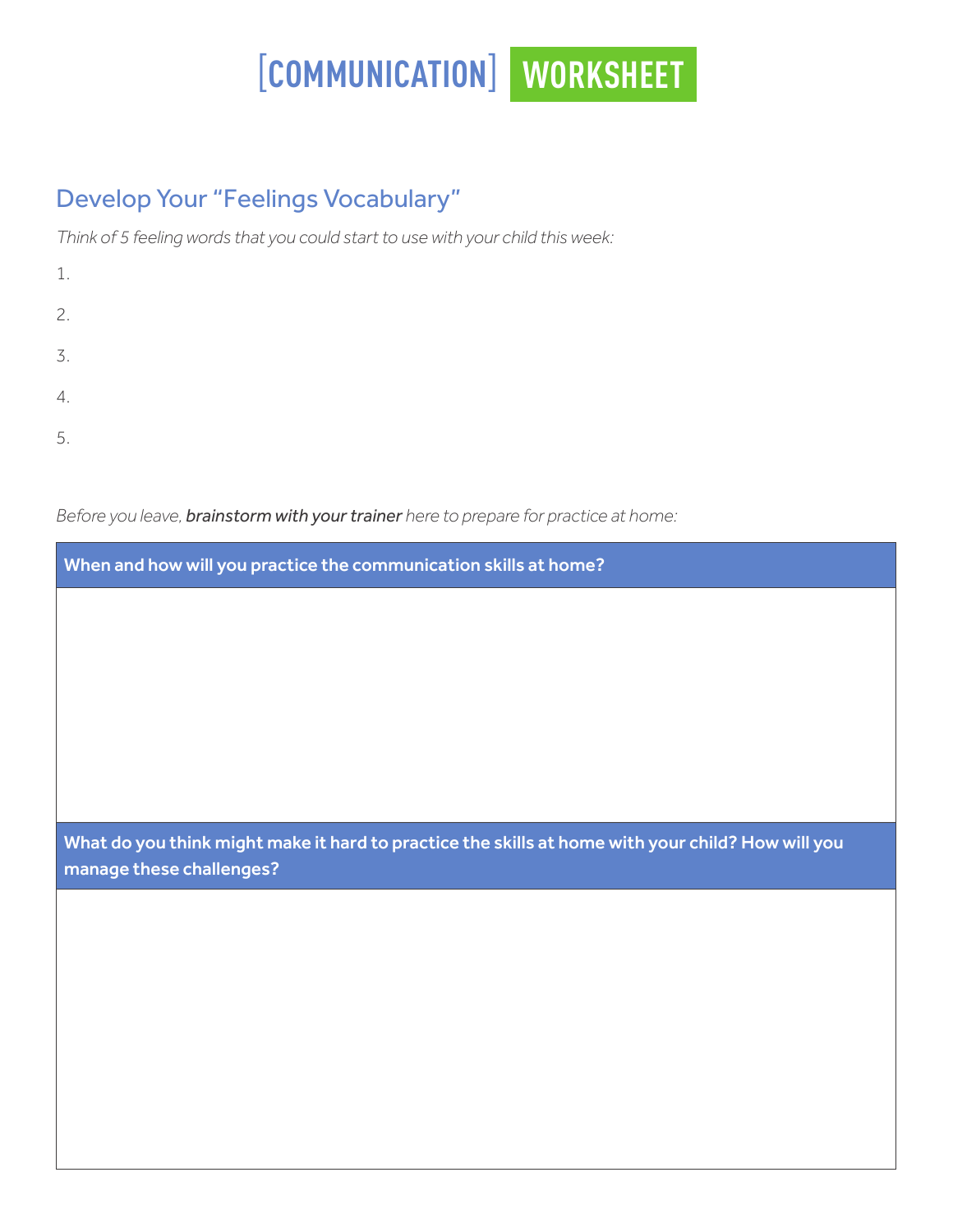# [COMMUNICATION] WORKSHEET

## Develop Your "Feelings Vocabulary"

*Think of 5 feeling words that you could start to use with your child this week:*

1.

2.

3.

4.

5.

*Before you leave,* ***brainstorm with your trainer*** *here to prepare for practice at home:*

| When and how will you practice the communication skills at home? |
| --- |
| |

| What do you think might make it hard to practice the skills at home with your child? How will you manage these challenges? |
| --- |
| |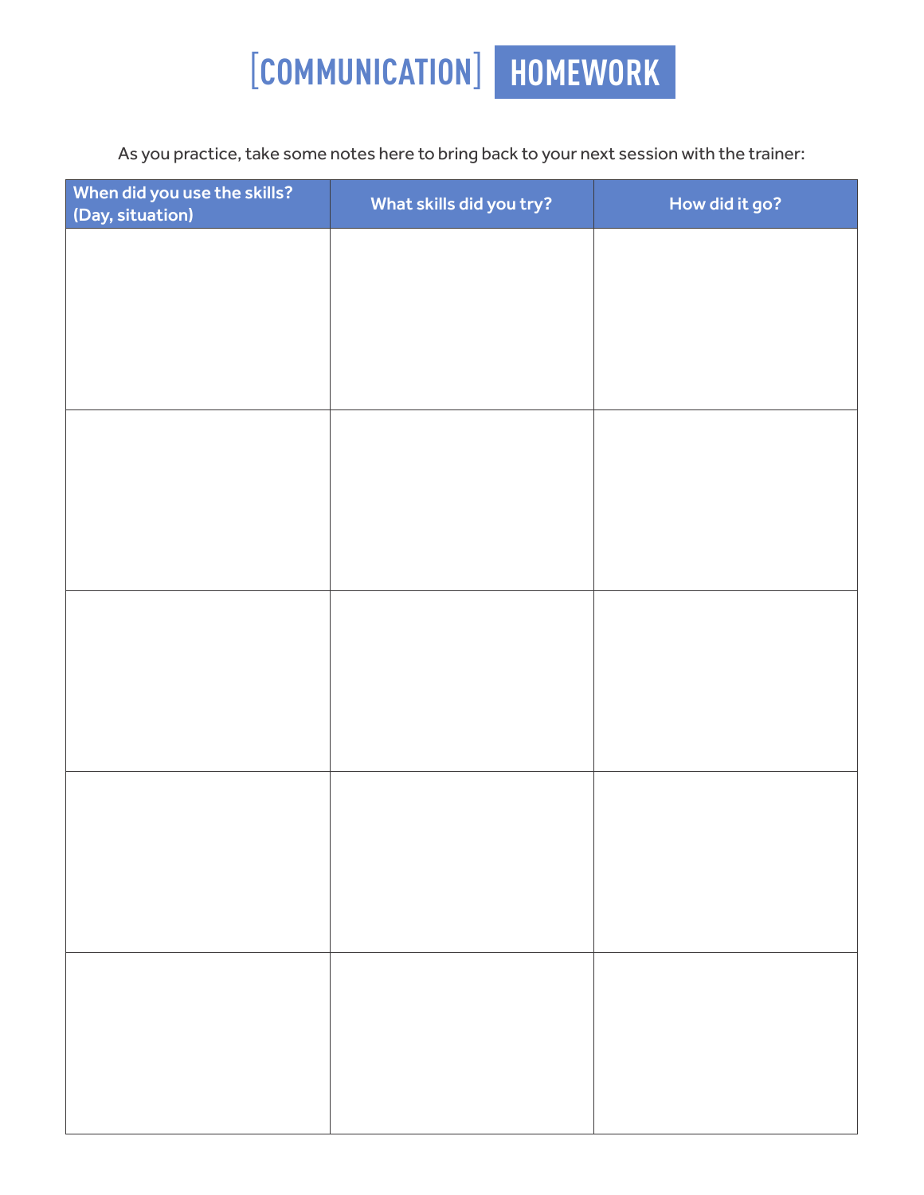# [COMMUNICATION] HOMEWORK

As you practice, take some notes here to bring back to your next session with the trainer:

| When did you use the skills? (Day, situation) | What skills did you try? | How did it go? |
| --- | --- | --- |
| | | |
| | | |
| | | |
| | | |
| | | |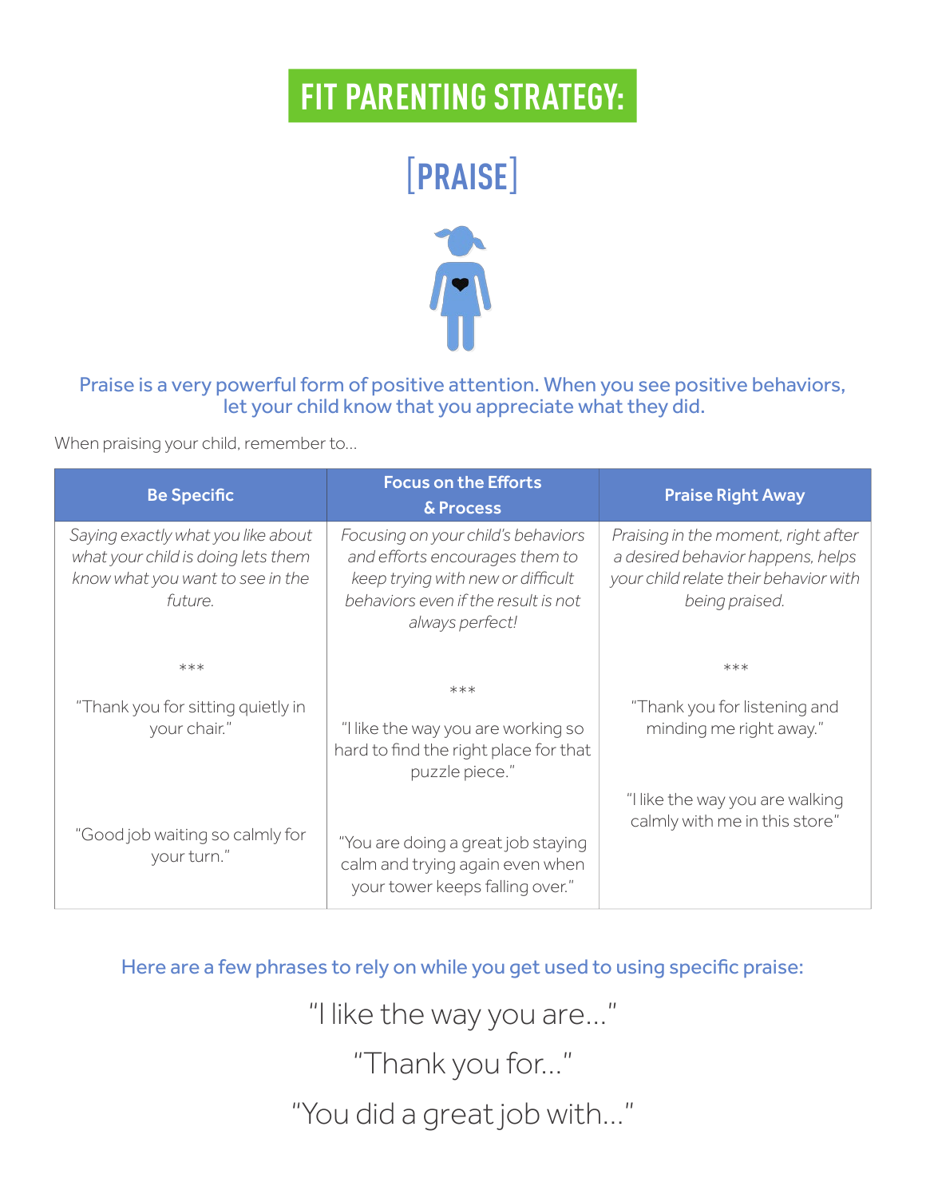# FIT PARENTING STRATEGY:

## [PRAISE]

**Praise is a very powerful form of positive attention. When you see positive behaviors, let your child know that you appreciate what they did.**

When praising your child, remember to...

| Be Specific | Focus on the Efforts & Process | Praise Right Away |
|---|---|---|
| *Saying exactly what you like about what your child is doing lets them know what you want to see in the future.* | *Focusing on your child's behaviors and efforts encourages them to keep trying with new or difficult behaviors even if the result is not always perfect!* | *Praising in the moment, right after a desired behavior happens, helps your child relate their behavior with being praised.* |
| *** | *** | *** |
| "Thank you for sitting quietly in your chair." | "I like the way you are working so hard to find the right place for that puzzle piece." | "Thank you for listening and minding me right away." |
| "Good job waiting so calmly for your turn." | "You are doing a great job staying calm and trying again even when your tower keeps falling over." | "I like the way you are walking calmly with me in this store" |

**Here are a few phrases to rely on while you get used to using specific praise:**

"I like the way you are..."

"Thank you for..."

"You did a great job with..."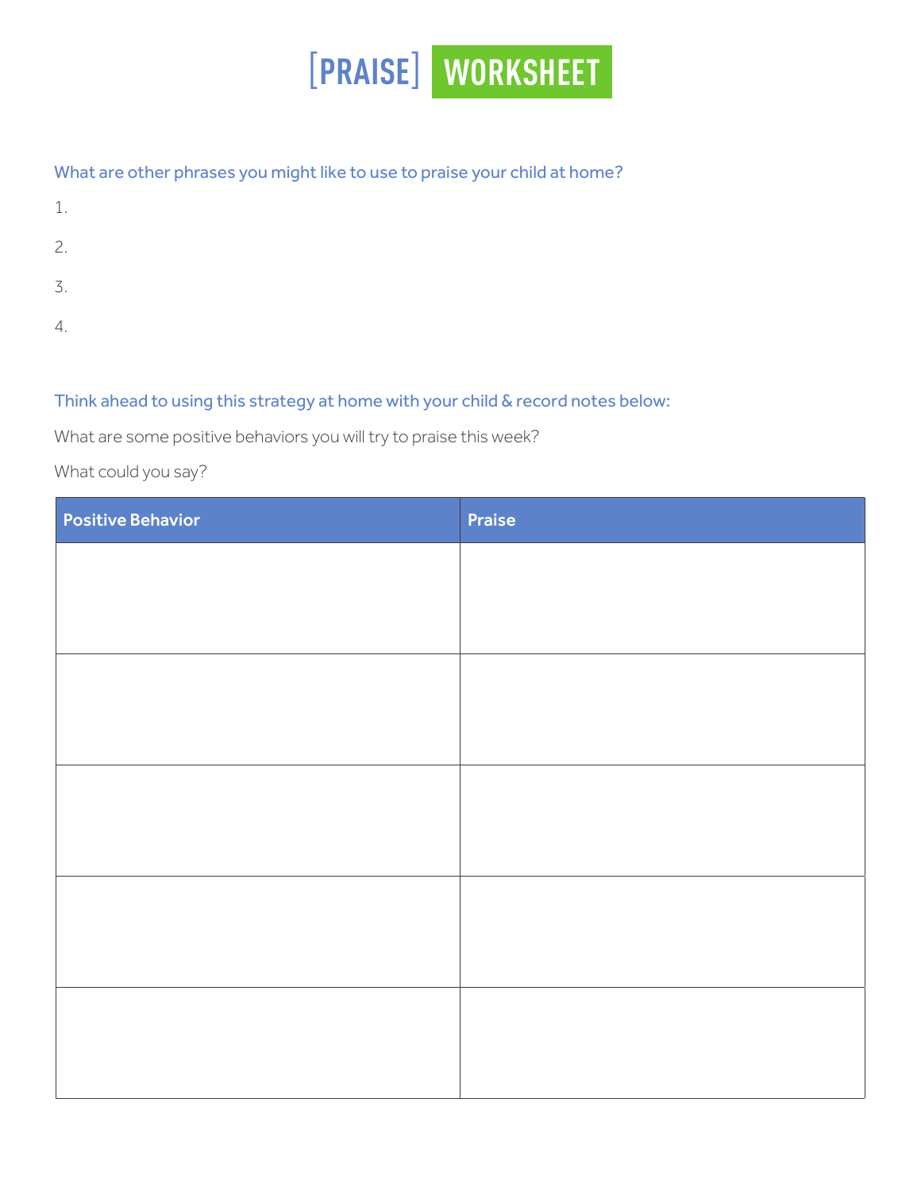# [PRAISE] WORKSHEET

What are other phrases you might like to use to praise your child at home?

1.

2.

3.

4.

Think ahead to using this strategy at home with your child & record notes below:

What are some positive behaviors you will try to praise this week?

What could you say?

| Positive Behavior | Praise |
| --- | --- |
| | |
| | |
| | |
| | |
| | |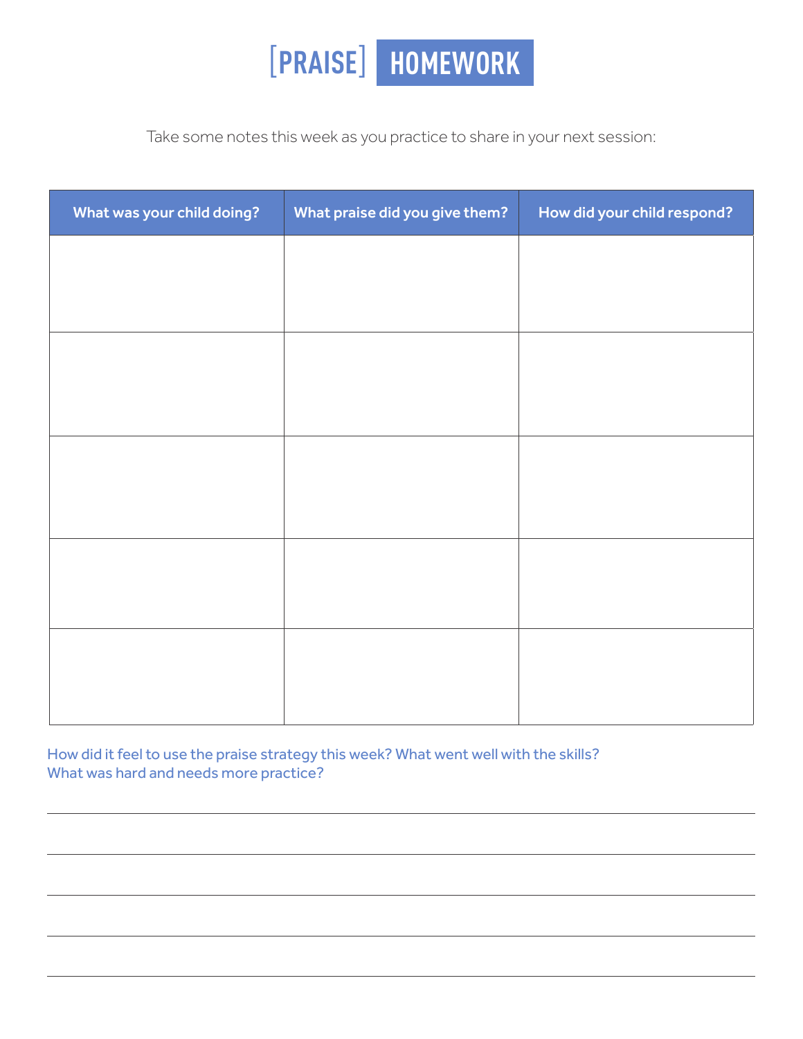# [PRAISE] HOMEWORK

Take some notes this week as you practice to share in your next session:

| What was your child doing? | What praise did you give them? | How did your child respond? |
| --- | --- | --- |
| | | |
| | | |
| | | |
| | | |
| | | |

How did it feel to use the praise strategy this week? What went well with the skills? What was hard and needs more practice?

_______________________________________________

_______________________________________________

_______________________________________________

_______________________________________________

_______________________________________________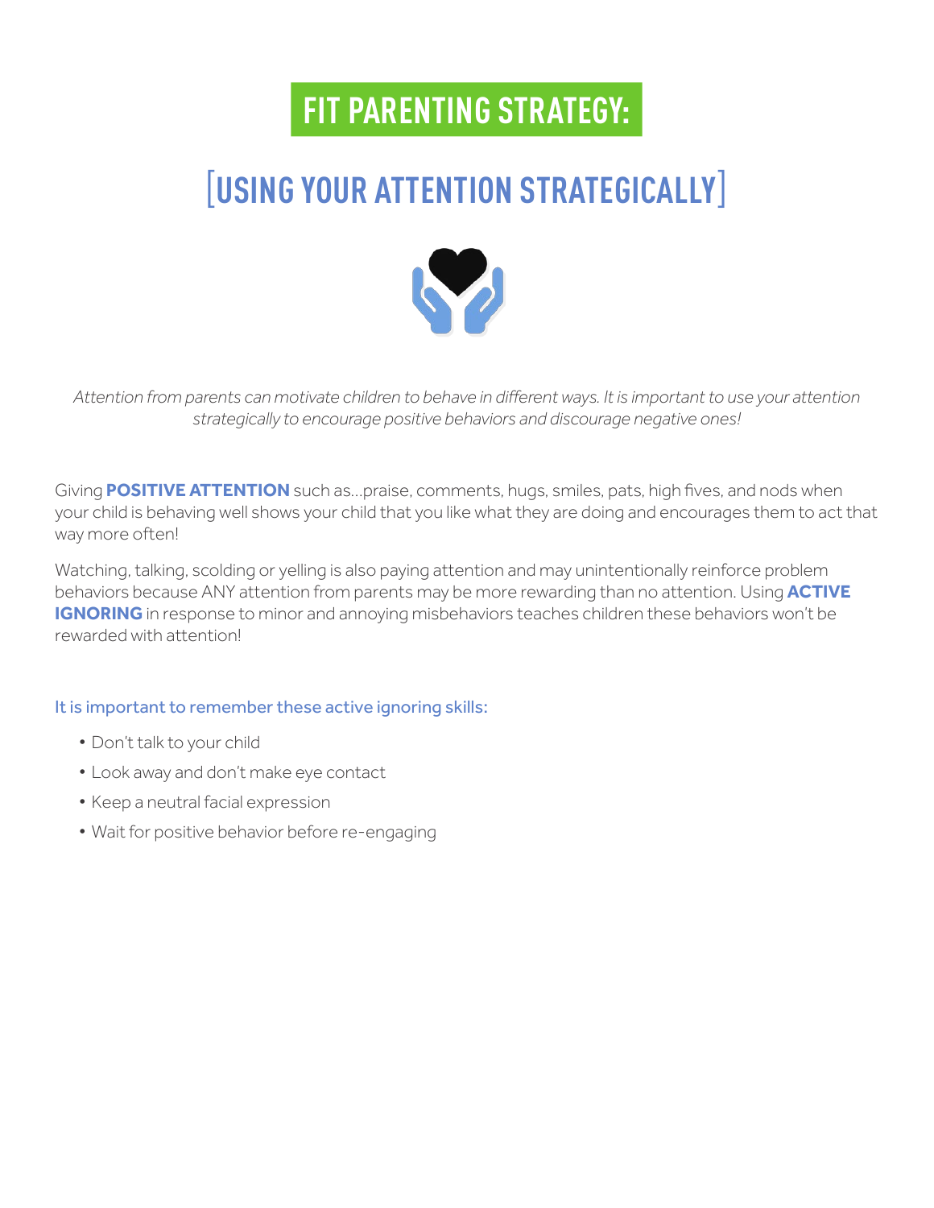# FIT PARENTING STRATEGY:

## [USING YOUR ATTENTION STRATEGICALLY]

*Attention from parents can motivate children to behave in different ways. It is important to use your attention strategically to encourage positive behaviors and discourage negative ones!*

Giving **POSITIVE ATTENTION** such as...praise, comments, hugs, smiles, pats, high fives, and nods when your child is behaving well shows your child that you like what they are doing and encourages them to act that way more often!

Watching, talking, scolding or yelling is also paying attention and may unintentionally reinforce problem behaviors because ANY attention from parents may be more rewarding than no attention. Using **ACTIVE IGNORING** in response to minor and annoying misbehaviors teaches children these behaviors won't be rewarded with attention!

It is important to remember these active ignoring skills:

- Don't talk to your child
- Look away and don't make eye contact
- Keep a neutral facial expression
- Wait for positive behavior before re-engaging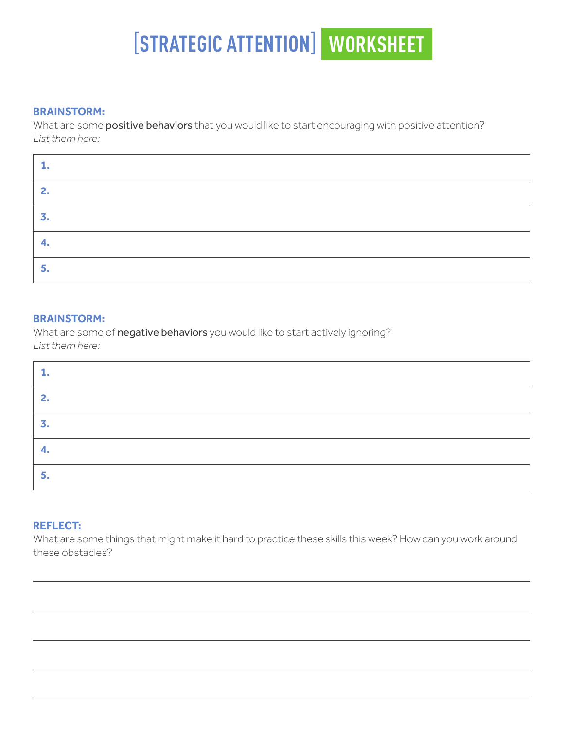# [STRATEGIC ATTENTION] WORKSHEET

**BRAINSTORM:**

What are some positive behaviors that you would like to start encouraging with positive attention?
*List them here:*

| |
|---|
| **1.** |
| **2.** |
| **3.** |
| **4.** |
| **5.** |

**BRAINSTORM:**

What are some of negative behaviors you would like to start actively ignoring?
*List them here:*

| |
|---|
| **1.** |
| **2.** |
| **3.** |
| **4.** |
| **5.** |

**REFLECT:**

What are some things that might make it hard to practice these skills this week? How can you work around these obstacles?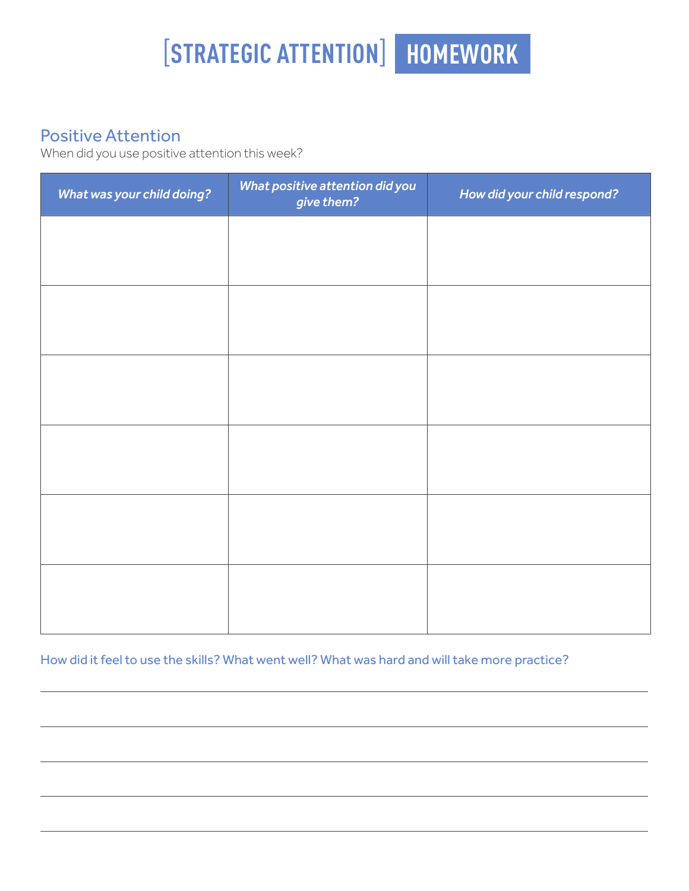# [STRATEGIC ATTENTION] HOMEWORK

## Positive Attention

When did you use positive attention this week?

| *What was your child doing?* | *What positive attention did you give them?* | *How did your child respond?* |
| --- | --- | --- |
| | | |
| | | |
| | | |
| | | |
| | | |
| | | |

How did it feel to use the skills? What went well? What was hard and will take more practice?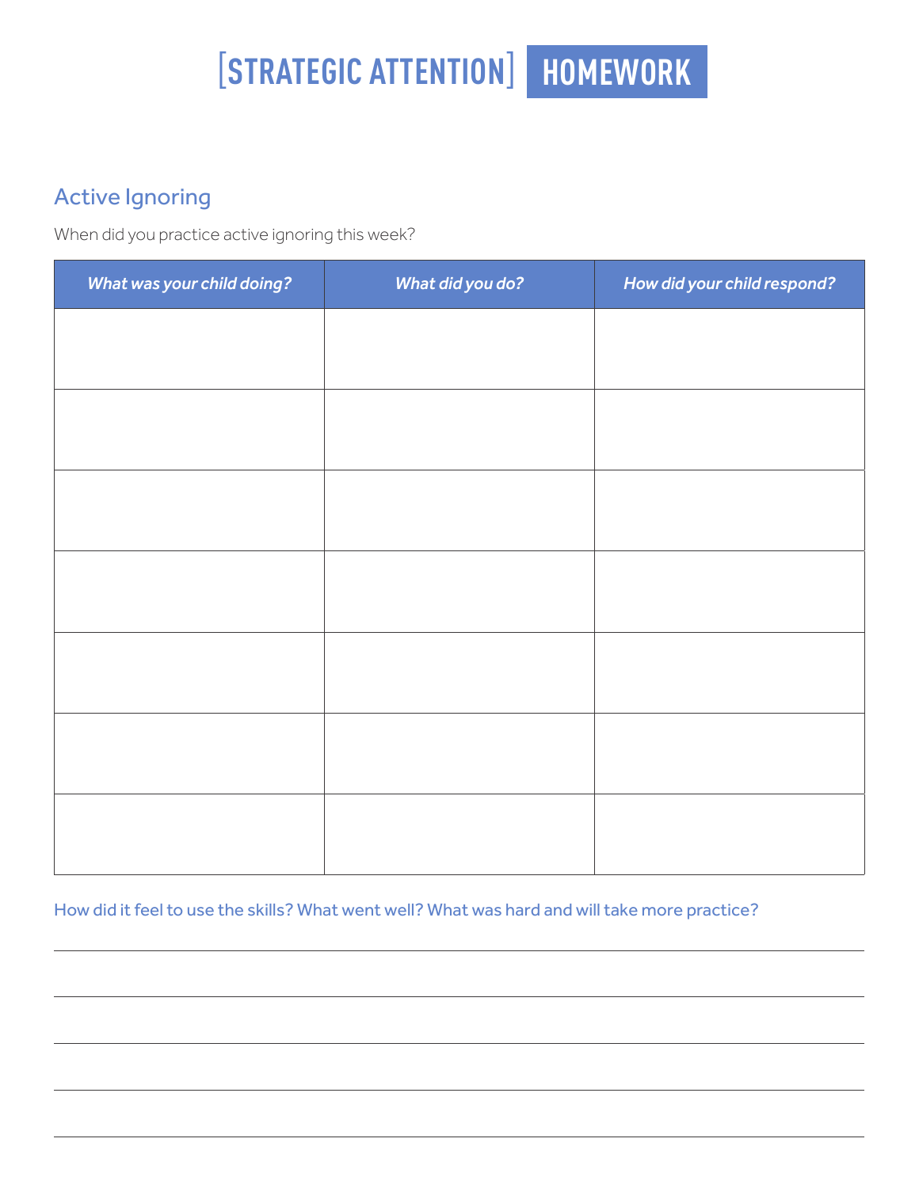# [STRATEGIC ATTENTION] HOMEWORK

## Active Ignoring

When did you practice active ignoring this week?

| *What was your child doing?* | *What did you do?* | *How did your child respond?* |
| --- | --- | --- |
| | | |
| | | |
| | | |
| | | |
| | | |
| | | |
| | | |

How did it feel to use the skills? What went well? What was hard and will take more practice?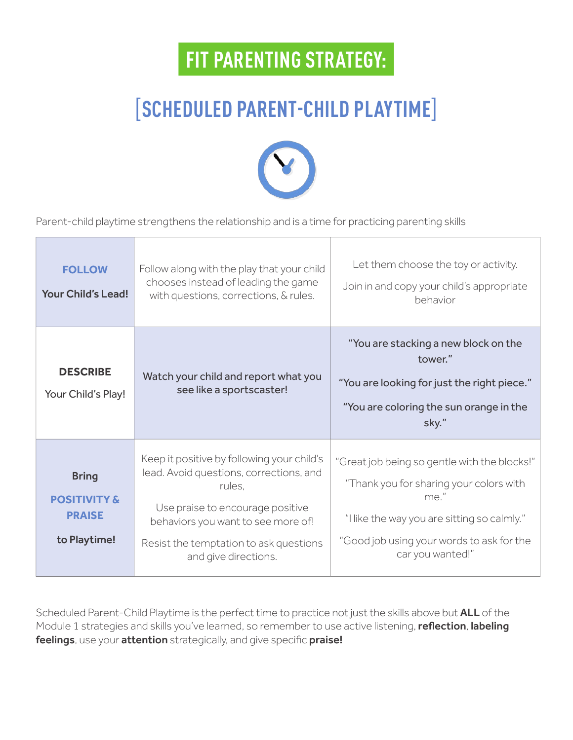# FIT PARENTING STRATEGY:

## [SCHEDULED PARENT-CHILD PLAYTIME]

Parent-child playtime strengthens the relationship and is a time for practicing parenting skills

| | | |
|---|---|---|
| **FOLLOW** Your Child's Lead! | Follow along with the play that your child chooses instead of leading the game with questions, corrections, & rules. | Let them choose the toy or activity. Join in and copy your child's appropriate behavior |
| **DESCRIBE** Your Child's Play! | Watch your child and report what you see like a sportscaster! | "You are stacking a new block on the tower." "You are looking for just the right piece." "You are coloring the sun orange in the sky." |
| Bring **POSITIVITY & PRAISE** to Playtime! | Keep it positive by following your child's lead. Avoid questions, corrections, and rules. Use praise to encourage positive behaviors you want to see more of! Resist the temptation to ask questions and give directions. | "Great job being so gentle with the blocks!" "Thank you for sharing your colors with me." "I like the way you are sitting so calmly." "Good job using your words to ask for the car you wanted!" |

Scheduled Parent-Child Playtime is the perfect time to practice not just the skills above but **ALL** of the Module 1 strategies and skills you've learned, so remember to use active listening, **reflection**, **labeling feelings**, use your **attention** strategically, and give specific **praise!**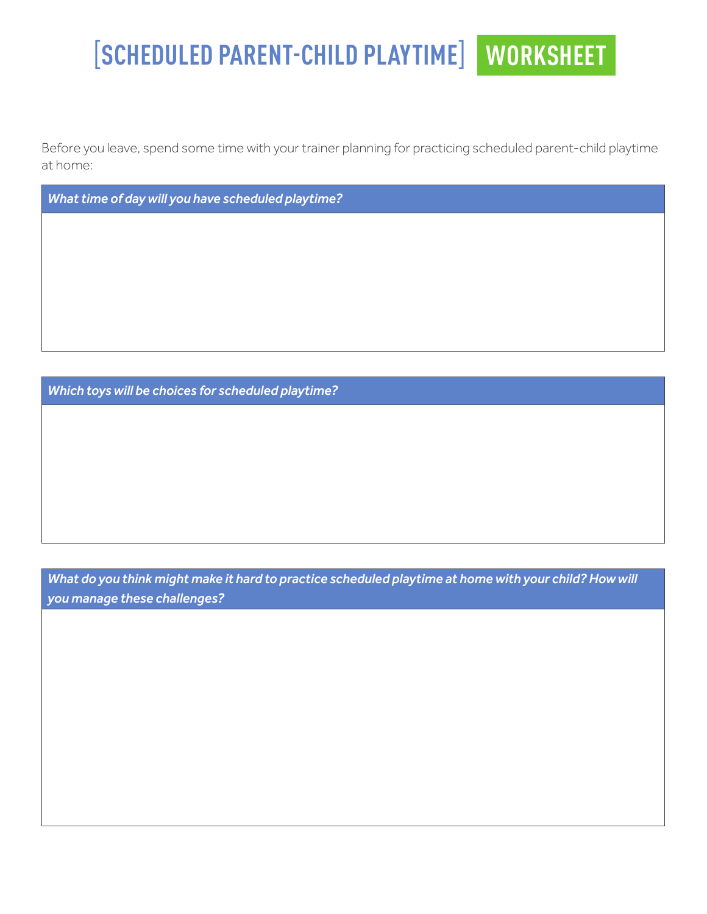# [SCHEDULED PARENT-CHILD PLAYTIME] WORKSHEET

Before you leave, spend some time with your trainer planning for practicing scheduled parent-child playtime at home:

| *What time of day will you have scheduled playtime?* |
| --- |
| |

| *Which toys will be choices for scheduled playtime?* |
| --- |
| |

| *What do you think might make it hard to practice scheduled playtime at home with your child? How will you manage these challenges?* |
| --- |
| |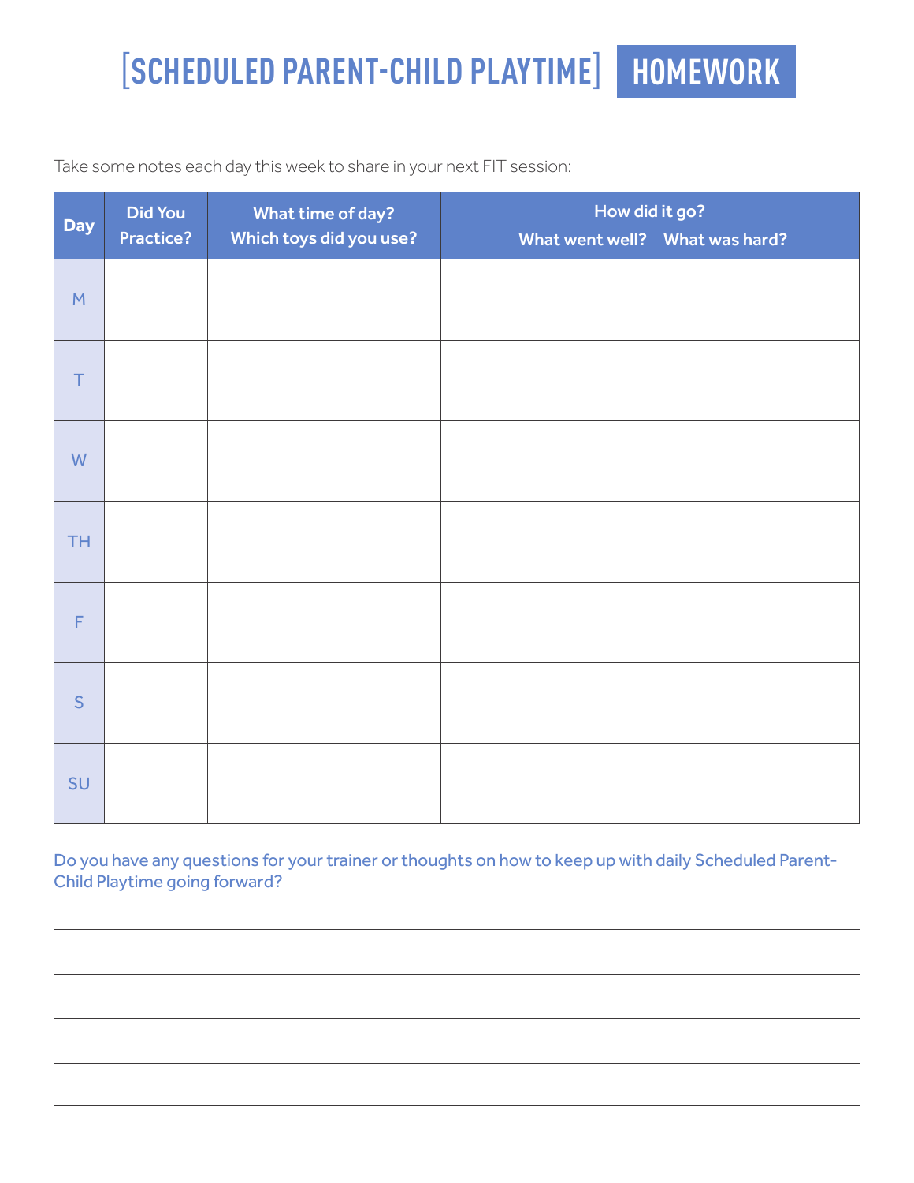# [SCHEDULED PARENT-CHILD PLAYTIME] HOMEWORK

Take some notes each day this week to share in your next FIT session:

| Day | Did You Practice? | What time of day? Which toys did you use? | How did it go? What went well? What was hard? |
|---|---|---|---|
| M | | | |
| T | | | |
| W | | | |
| TH | | | |
| F | | | |
| S | | | |
| SU | | | |

Do you have any questions for your trainer or thoughts on how to keep up with daily Scheduled Parent-Child Playtime going forward?

_______________________________________________

_______________________________________________

_______________________________________________

_______________________________________________

_______________________________________________